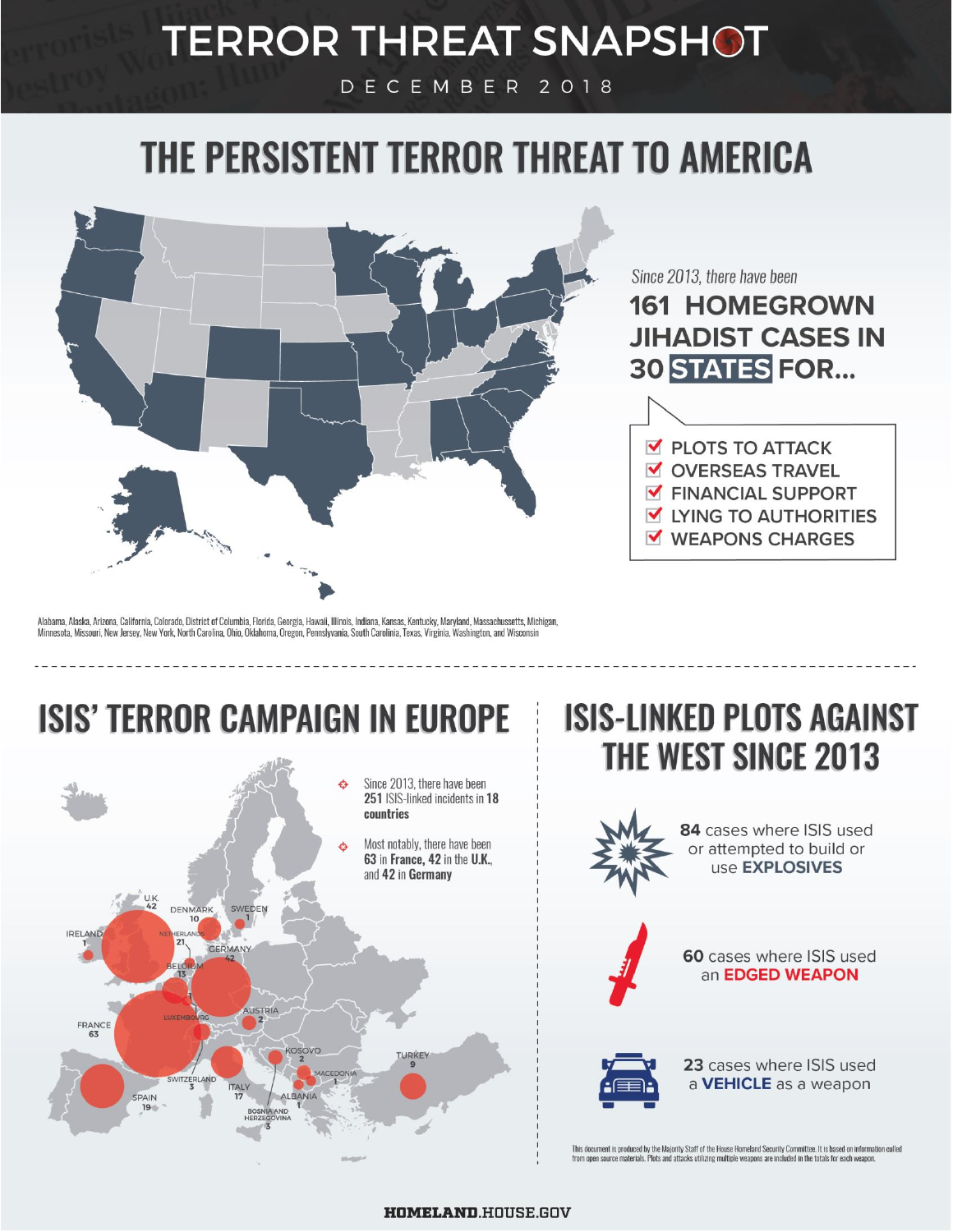# TERROR THREAT SNAPSHOT

DECEMBER 2018

## THE PERSISTENT TERROR THREAT TO AMERICA

*Since 2013, there have been*

**161 HOMEGROWN JIHADIST CASES IN 30 STATES FOR...**

- PLOTS TO ATTACK
- OVERSEAS TRAVEL
- FINANCIAL SUPPORT
- LYING TO AUTHORITIES
- WEAPONS CHARGES

Alabama, Alaska, Arizona, California, Colorado, District of Columbia, Florida, Georgia, Hawaii, Illinois, Indiana, Kansas, Kentucky, Maryland, Massachussetts, Michigan, Minnesota, Missouri, New Jersey, New York, North Carolina, Ohio, Oklahoma, Oregon, Pennslyvania, South Carolinia, Texas, Virginia, Washington, and Wisconsin

## ISIS' TERROR CAMPAIGN IN EUROPE

- Since 2013, there have been **251** ISIS-linked incidents in **18 countries**
- Most notably, there have been **63** in **France**, **42** in the **U.K.**, and **42** in **Germany**

U.K. 42, Denmark 10, Sweden 1, Ireland 1, Netherlands 21, Germany 42, Belgium 13, Luxembourg, France 63, Austria 2, Switzerland 3, Italy 17, Spain 19, Kosovo 2, Macedonia 1, Albania 1, Bosnia and Herzegovina 3, Turkey 9

## ISIS-LINKED PLOTS AGAINST THE WEST SINCE 2013

**84** cases where ISIS used or attempted to build or use **EXPLOSIVES**

**60** cases where ISIS used an **EDGED WEAPON**

**23** cases where ISIS used a **VEHICLE** as a weapon

This document is produced by the Majority Staff of the House Homeland Security Committee. It is based on information culled from open source materials. Plots and attacks utilizing multiple weapons are included in the totals for each weapon.

**HOMELAND**.HOUSE.GOV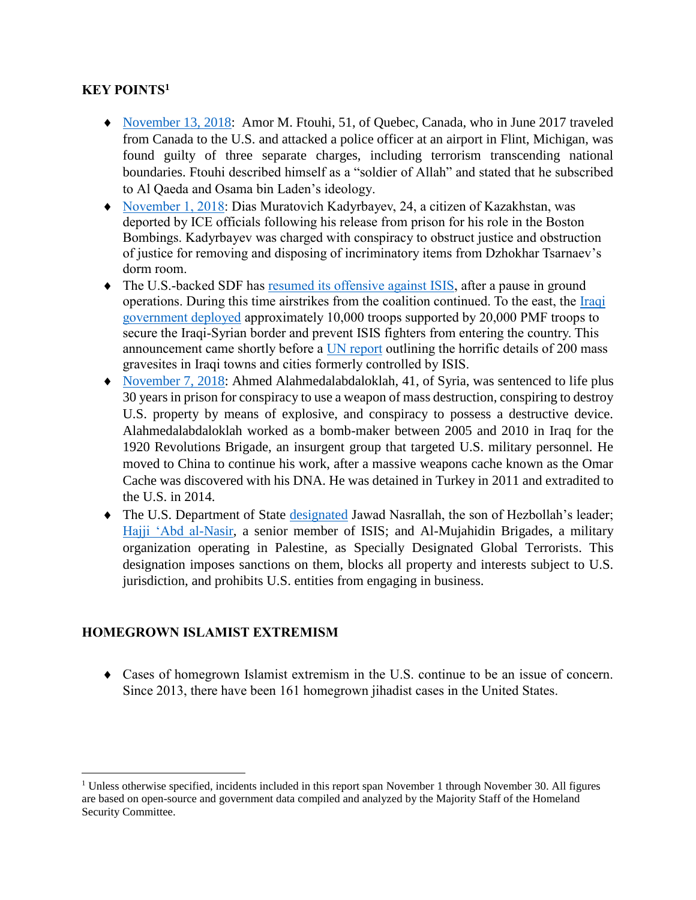**KEY POINTS**[1]

- November 13, 2018: Amor M. Ftouhi, 51, of Quebec, Canada, who in June 2017 traveled from Canada to the U.S. and attacked a police officer at an airport in Flint, Michigan, was found guilty of three separate charges, including terrorism transcending national boundaries. Ftouhi described himself as a "soldier of Allah" and stated that he subscribed to Al Qaeda and Osama bin Laden's ideology.
- November 1, 2018: Dias Muratovich Kadyrbayev, 24, a citizen of Kazakhstan, was deported by ICE officials following his release from prison for his role in the Boston Bombings. Kadyrbayev was charged with conspiracy to obstruct justice and obstruction of justice for removing and disposing of incriminatory items from Dzhokhar Tsarnaev's dorm room.
- The U.S.-backed SDF has resumed its offensive against ISIS, after a pause in ground operations. During this time airstrikes from the coalition continued. To the east, the Iraqi government deployed approximately 10,000 troops supported by 20,000 PMF troops to secure the Iraqi-Syrian border and prevent ISIS fighters from entering the country. This announcement came shortly before a UN report outlining the horrific details of 200 mass gravesites in Iraqi towns and cities formerly controlled by ISIS.
- November 7, 2018: Ahmed Alahmedalabdaloklah, 41, of Syria, was sentenced to life plus 30 years in prison for conspiracy to use a weapon of mass destruction, conspiring to destroy U.S. property by means of explosive, and conspiracy to possess a destructive device. Alahmedalabdaloklah worked as a bomb-maker between 2005 and 2010 in Iraq for the 1920 Revolutions Brigade, an insurgent group that targeted U.S. military personnel. He moved to China to continue his work, after a massive weapons cache known as the Omar Cache was discovered with his DNA. He was detained in Turkey in 2011 and extradited to the U.S. in 2014.
- The U.S. Department of State designated Jawad Nasrallah, the son of Hezbollah's leader; Hajji 'Abd al-Nasir, a senior member of ISIS; and Al-Mujahidin Brigades, a military organization operating in Palestine, as Specially Designated Global Terrorists. This designation imposes sanctions on them, blocks all property and interests subject to U.S. jurisdiction, and prohibits U.S. entities from engaging in business.

**HOMEGROWN ISLAMIST EXTREMISM**

- Cases of homegrown Islamist extremism in the U.S. continue to be an issue of concern. Since 2013, there have been 161 homegrown jihadist cases in the United States.

[1] Unless otherwise specified, incidents included in this report span November 1 through November 30. All figures are based on open-source and government data compiled and analyzed by the Majority Staff of the Homeland Security Committee.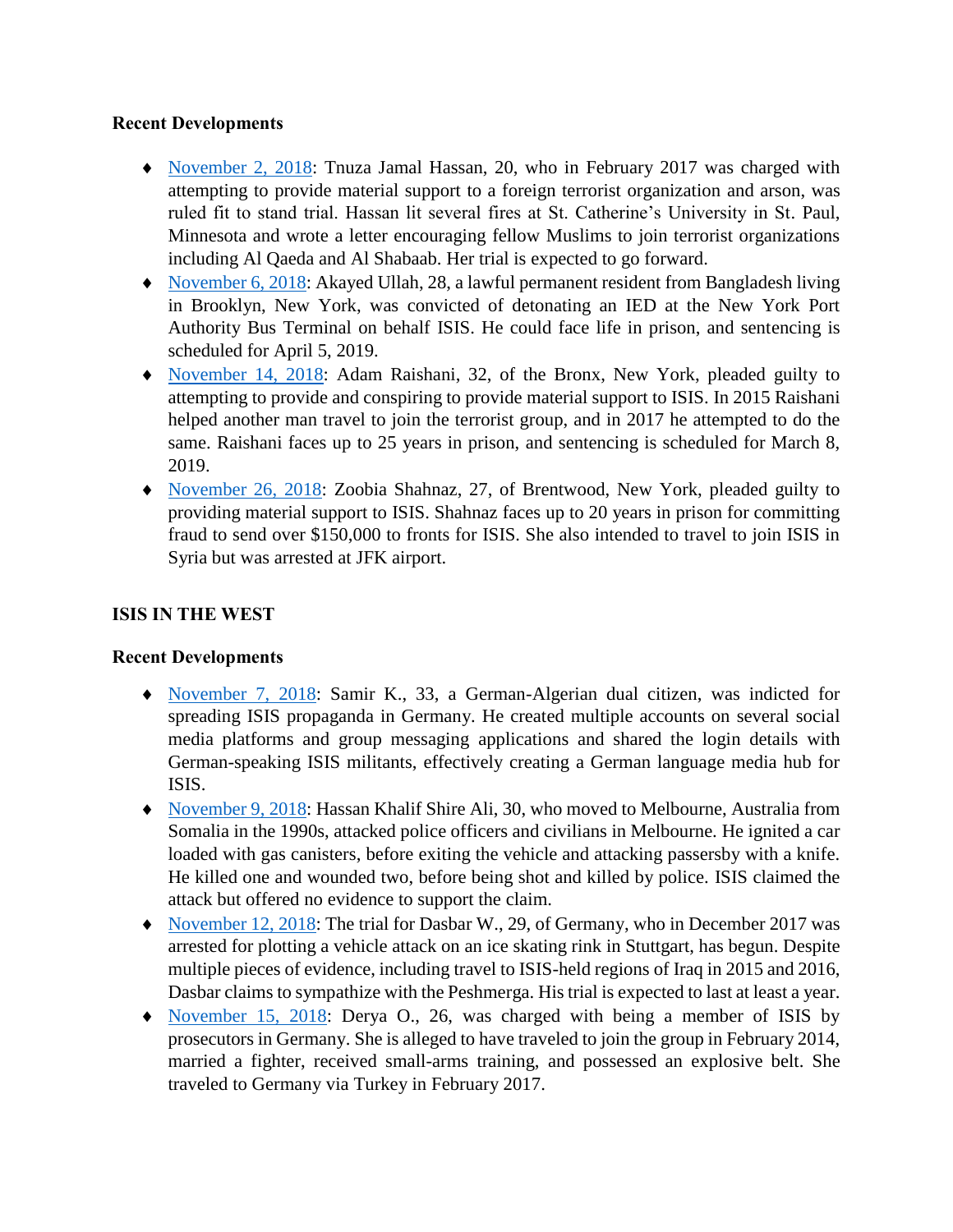**Recent Developments**

- November 2, 2018: Tnuza Jamal Hassan, 20, who in February 2017 was charged with attempting to provide material support to a foreign terrorist organization and arson, was ruled fit to stand trial. Hassan lit several fires at St. Catherine's University in St. Paul, Minnesota and wrote a letter encouraging fellow Muslims to join terrorist organizations including Al Qaeda and Al Shabaab. Her trial is expected to go forward.
- November 6, 2018: Akayed Ullah, 28, a lawful permanent resident from Bangladesh living in Brooklyn, New York, was convicted of detonating an IED at the New York Port Authority Bus Terminal on behalf ISIS. He could face life in prison, and sentencing is scheduled for April 5, 2019.
- November 14, 2018: Adam Raishani, 32, of the Bronx, New York, pleaded guilty to attempting to provide and conspiring to provide material support to ISIS. In 2015 Raishani helped another man travel to join the terrorist group, and in 2017 he attempted to do the same. Raishani faces up to 25 years in prison, and sentencing is scheduled for March 8, 2019.
- November 26, 2018: Zoobia Shahnaz, 27, of Brentwood, New York, pleaded guilty to providing material support to ISIS. Shahnaz faces up to 20 years in prison for committing fraud to send over $150,000 to fronts for ISIS. She also intended to travel to join ISIS in Syria but was arrested at JFK airport.

**ISIS IN THE WEST**

**Recent Developments**

- November 7, 2018: Samir K., 33, a German-Algerian dual citizen, was indicted for spreading ISIS propaganda in Germany. He created multiple accounts on several social media platforms and group messaging applications and shared the login details with German-speaking ISIS militants, effectively creating a German language media hub for ISIS.
- November 9, 2018: Hassan Khalif Shire Ali, 30, who moved to Melbourne, Australia from Somalia in the 1990s, attacked police officers and civilians in Melbourne. He ignited a car loaded with gas canisters, before exiting the vehicle and attacking passersby with a knife. He killed one and wounded two, before being shot and killed by police. ISIS claimed the attack but offered no evidence to support the claim.
- November 12, 2018: The trial for Dasbar W., 29, of Germany, who in December 2017 was arrested for plotting a vehicle attack on an ice skating rink in Stuttgart, has begun. Despite multiple pieces of evidence, including travel to ISIS-held regions of Iraq in 2015 and 2016, Dasbar claims to sympathize with the Peshmerga. His trial is expected to last at least a year.
- November 15, 2018: Derya O., 26, was charged with being a member of ISIS by prosecutors in Germany. She is alleged to have traveled to join the group in February 2014, married a fighter, received small-arms training, and possessed an explosive belt. She traveled to Germany via Turkey in February 2017.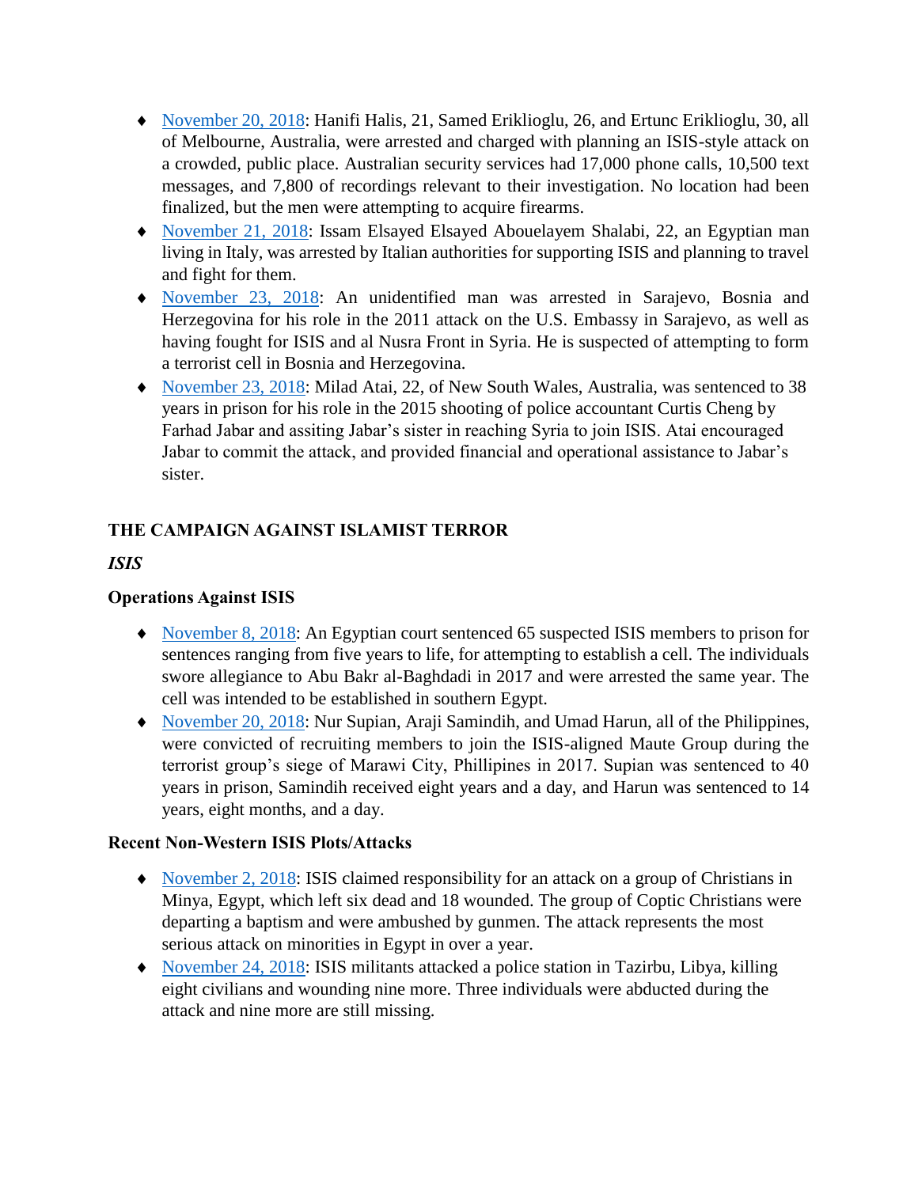- [November 20, 2018](): Hanifi Halis, 21, Samed Eriklioglu, 26, and Ertunc Eriklioglu, 30, all of Melbourne, Australia, were arrested and charged with planning an ISIS-style attack on a crowded, public place. Australian security services had 17,000 phone calls, 10,500 text messages, and 7,800 of recordings relevant to their investigation. No location had been finalized, but the men were attempting to acquire firearms.
- [November 21, 2018](): Issam Elsayed Elsayed Abouelayem Shalabi, 22, an Egyptian man living in Italy, was arrested by Italian authorities for supporting ISIS and planning to travel and fight for them.
- [November 23, 2018](): An unidentified man was arrested in Sarajevo, Bosnia and Herzegovina for his role in the 2011 attack on the U.S. Embassy in Sarajevo, as well as having fought for ISIS and al Nusra Front in Syria. He is suspected of attempting to form a terrorist cell in Bosnia and Herzegovina.
- [November 23, 2018](): Milad Atai, 22, of New South Wales, Australia, was sentenced to 38 years in prison for his role in the 2015 shooting of police accountant Curtis Cheng by Farhad Jabar and assiting Jabar's sister in reaching Syria to join ISIS. Atai encouraged Jabar to commit the attack, and provided financial and operational assistance to Jabar's sister.

## THE CAMPAIGN AGAINST ISLAMIST TERROR

### *ISIS*

### Operations Against ISIS

- [November 8, 2018](): An Egyptian court sentenced 65 suspected ISIS members to prison for sentences ranging from five years to life, for attempting to establish a cell. The individuals swore allegiance to Abu Bakr al-Baghdadi in 2017 and were arrested the same year. The cell was intended to be established in southern Egypt.
- [November 20, 2018](): Nur Supian, Araji Samindih, and Umad Harun, all of the Philippines, were convicted of recruiting members to join the ISIS-aligned Maute Group during the terrorist group's siege of Marawi City, Phillipines in 2017. Supian was sentenced to 40 years in prison, Samindih received eight years and a day, and Harun was sentenced to 14 years, eight months, and a day.

### Recent Non-Western ISIS Plots/Attacks

- [November 2, 2018](): ISIS claimed responsibility for an attack on a group of Christians in Minya, Egypt, which left six dead and 18 wounded. The group of Coptic Christians were departing a baptism and were ambushed by gunmen. The attack represents the most serious attack on minorities in Egypt in over a year.
- [November 24, 2018](): ISIS militants attacked a police station in Tazirbu, Libya, killing eight civilians and wounding nine more. Three individuals were abducted during the attack and nine more are still missing.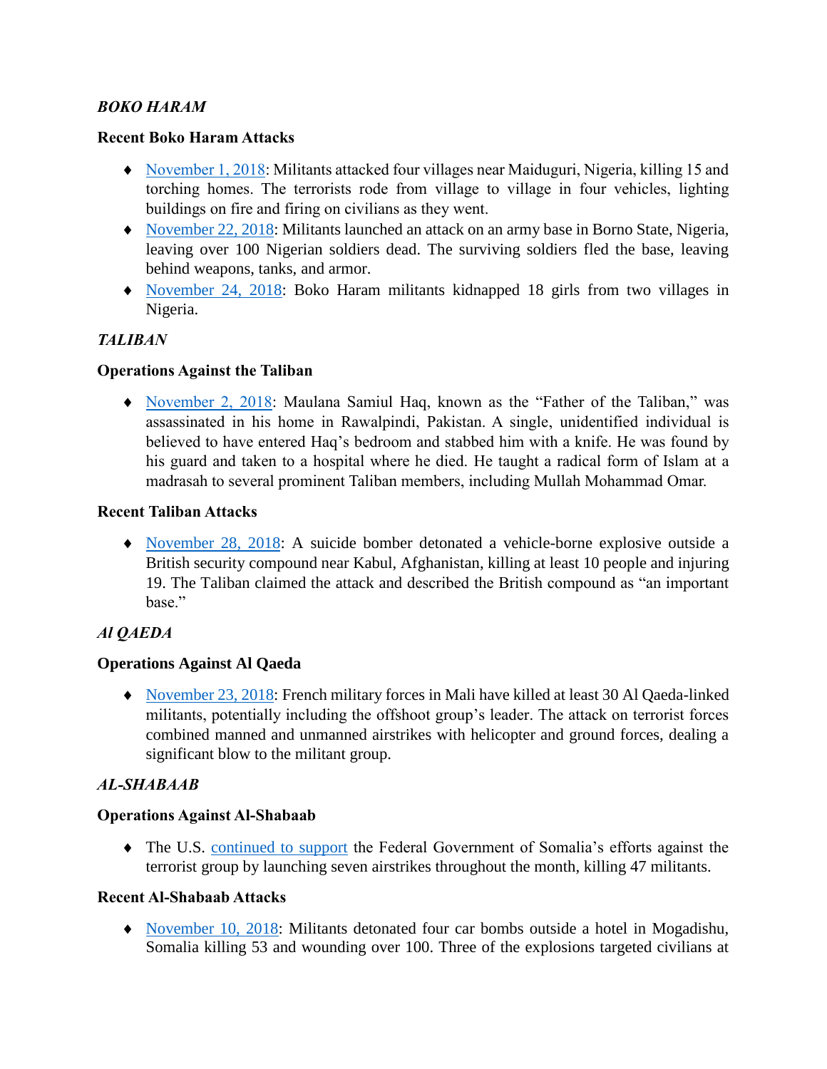***BOKO HARAM***

**Recent Boko Haram Attacks**

- November 1, 2018: Militants attacked four villages near Maiduguri, Nigeria, killing 15 and torching homes. The terrorists rode from village to village in four vehicles, lighting buildings on fire and firing on civilians as they went.
- November 22, 2018: Militants launched an attack on an army base in Borno State, Nigeria, leaving over 100 Nigerian soldiers dead. The surviving soldiers fled the base, leaving behind weapons, tanks, and armor.
- November 24, 2018: Boko Haram militants kidnapped 18 girls from two villages in Nigeria.

***TALIBAN***

**Operations Against the Taliban**

- November 2, 2018: Maulana Samiul Haq, known as the "Father of the Taliban," was assassinated in his home in Rawalpindi, Pakistan. A single, unidentified individual is believed to have entered Haq's bedroom and stabbed him with a knife. He was found by his guard and taken to a hospital where he died. He taught a radical form of Islam at a madrasah to several prominent Taliban members, including Mullah Mohammad Omar.

**Recent Taliban Attacks**

- November 28, 2018: A suicide bomber detonated a vehicle-borne explosive outside a British security compound near Kabul, Afghanistan, killing at least 10 people and injuring 19. The Taliban claimed the attack and described the British compound as "an important base."

***Al QAEDA***

**Operations Against Al Qaeda**

- November 23, 2018: French military forces in Mali have killed at least 30 Al Qaeda-linked militants, potentially including the offshoot group's leader. The attack on terrorist forces combined manned and unmanned airstrikes with helicopter and ground forces, dealing a significant blow to the militant group.

***AL-SHABAAB***

**Operations Against Al-Shabaab**

- The U.S. continued to support the Federal Government of Somalia's efforts against the terrorist group by launching seven airstrikes throughout the month, killing 47 militants.

**Recent Al-Shabaab Attacks**

- November 10, 2018: Militants detonated four car bombs outside a hotel in Mogadishu, Somalia killing 53 and wounding over 100. Three of the explosions targeted civilians at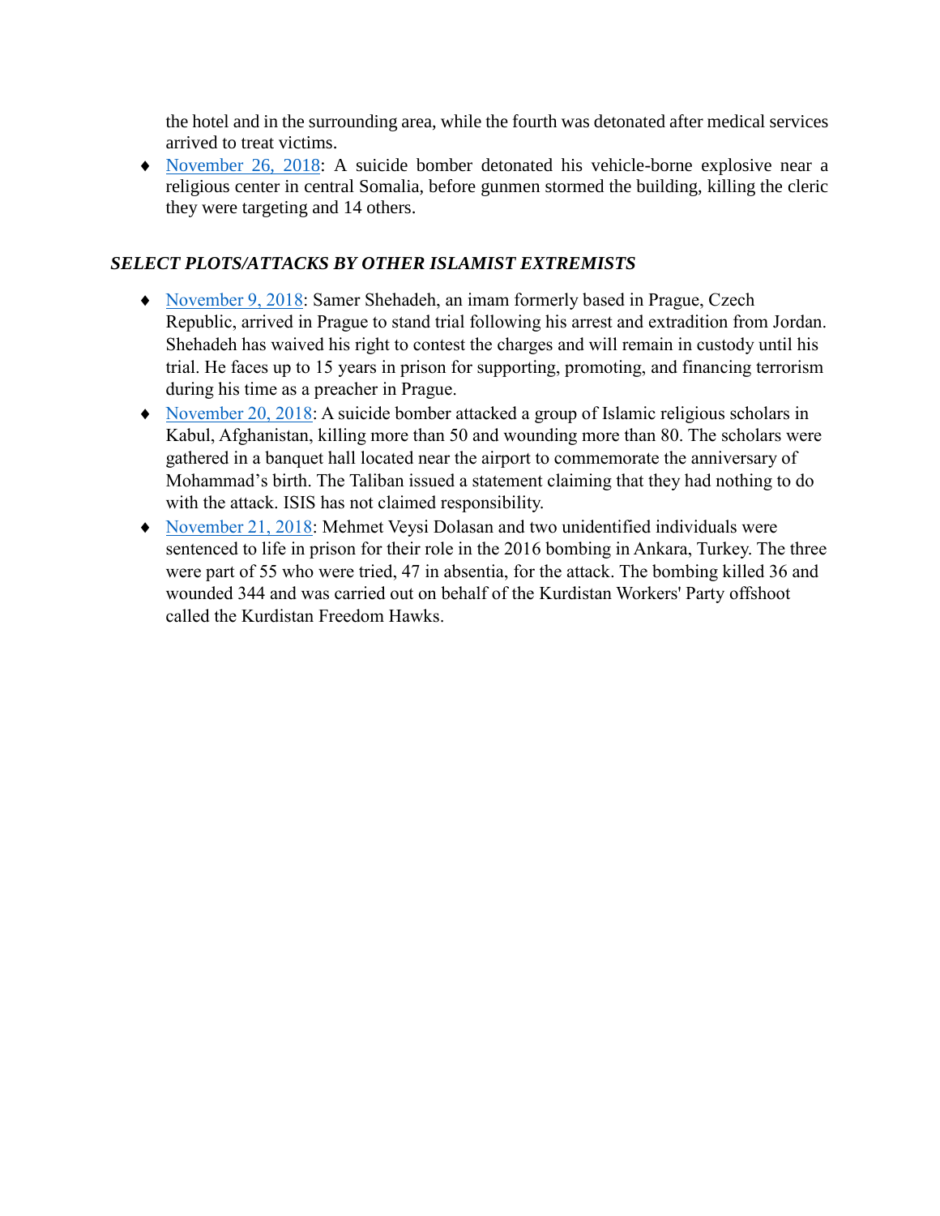the hotel and in the surrounding area, while the fourth was detonated after medical services arrived to treat victims.

- November 26, 2018: A suicide bomber detonated his vehicle-borne explosive near a religious center in central Somalia, before gunmen stormed the building, killing the cleric they were targeting and 14 others.

### *SELECT PLOTS/ATTACKS BY OTHER ISLAMIST EXTREMISTS*

- November 9, 2018: Samer Shehadeh, an imam formerly based in Prague, Czech Republic, arrived in Prague to stand trial following his arrest and extradition from Jordan. Shehadeh has waived his right to contest the charges and will remain in custody until his trial. He faces up to 15 years in prison for supporting, promoting, and financing terrorism during his time as a preacher in Prague.
- November 20, 2018: A suicide bomber attacked a group of Islamic religious scholars in Kabul, Afghanistan, killing more than 50 and wounding more than 80. The scholars were gathered in a banquet hall located near the airport to commemorate the anniversary of Mohammad's birth. The Taliban issued a statement claiming that they had nothing to do with the attack. ISIS has not claimed responsibility.
- November 21, 2018: Mehmet Veysi Dolasan and two unidentified individuals were sentenced to life in prison for their role in the 2016 bombing in Ankara, Turkey. The three were part of 55 who were tried, 47 in absentia, for the attack. The bombing killed 36 and wounded 344 and was carried out on behalf of the Kurdistan Workers' Party offshoot called the Kurdistan Freedom Hawks.